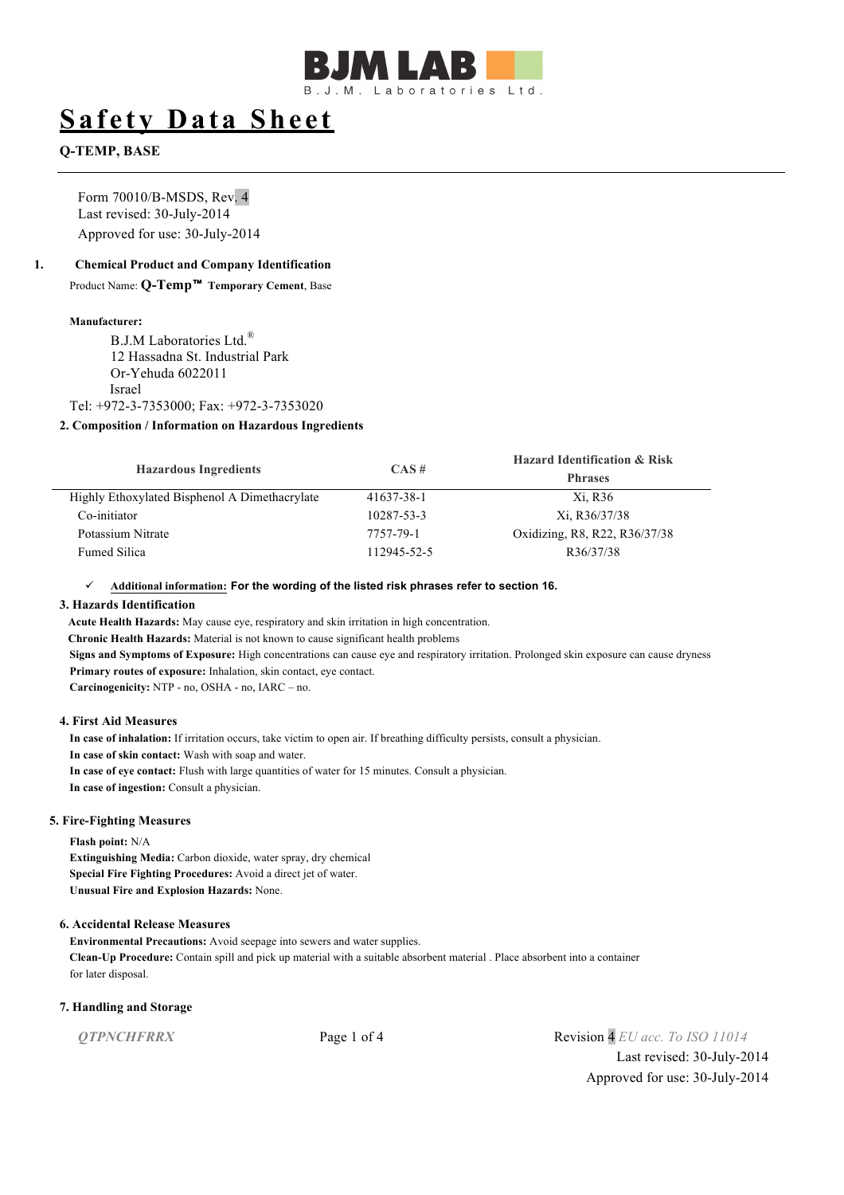BJM LAB
B.J.M. Laboratories Ltd.

# Safety Data Sheet

**Q-TEMP, BASE**

Form 70010/B-MSDS, Rev. 4
Last revised: 30-July-2014
Approved for use: 30-July-2014

## 1. Chemical Product and Company Identification

Product Name: **Q-Temp™ Temporary Cement**, Base

**Manufacturer:**

B.J.M Laboratories Ltd.®
12 Hassadna St. Industrial Park
Or-Yehuda 6022011
Israel
Tel: +972-3-7353000; Fax: +972-3-7353020

## 2. Composition / Information on Hazardous Ingredients

| Hazardous Ingredients | CAS # | Hazard Identification & Risk Phrases |
|---|---|---|
| Highly Ethoxylated Bisphenol A Dimethacrylate | 41637-38-1 | Xi, R36 |
| Co-initiator | 10287-53-3 | Xi, R36/37/38 |
| Potassium Nitrate | 7757-79-1 | Oxidizing, R8, R22, R36/37/38 |
| Fumed Silica | 112945-52-5 | R36/37/38 |

✓ **Additional information: For the wording of the listed risk phrases refer to section 16.**

## 3. Hazards Identification

**Acute Health Hazards:** May cause eye, respiratory and skin irritation in high concentration.
**Chronic Health Hazards:** Material is not known to cause significant health problems
**Signs and Symptoms of Exposure:** High concentrations can cause eye and respiratory irritation. Prolonged skin exposure can cause dryness
**Primary routes of exposure:** Inhalation, skin contact, eye contact.
**Carcinogenicity:** NTP - no, OSHA - no, IARC – no.

## 4. First Aid Measures

**In case of inhalation:** If irritation occurs, take victim to open air. If breathing difficulty persists, consult a physician.
**In case of skin contact:** Wash with soap and water.
**In case of eye contact:** Flush with large quantities of water for 15 minutes. Consult a physician.
**In case of ingestion:** Consult a physician.

## 5. Fire-Fighting Measures

**Flash point:** N/A
**Extinguishing Media:** Carbon dioxide, water spray, dry chemical
**Special Fire Fighting Procedures:** Avoid a direct jet of water.
**Unusual Fire and Explosion Hazards:** None.

## 6. Accidental Release Measures

**Environmental Precautions:** Avoid seepage into sewers and water supplies.
**Clean-Up Procedure:** Contain spill and pick up material with a suitable absorbent material . Place absorbent into a container for later disposal.

## 7. Handling and Storage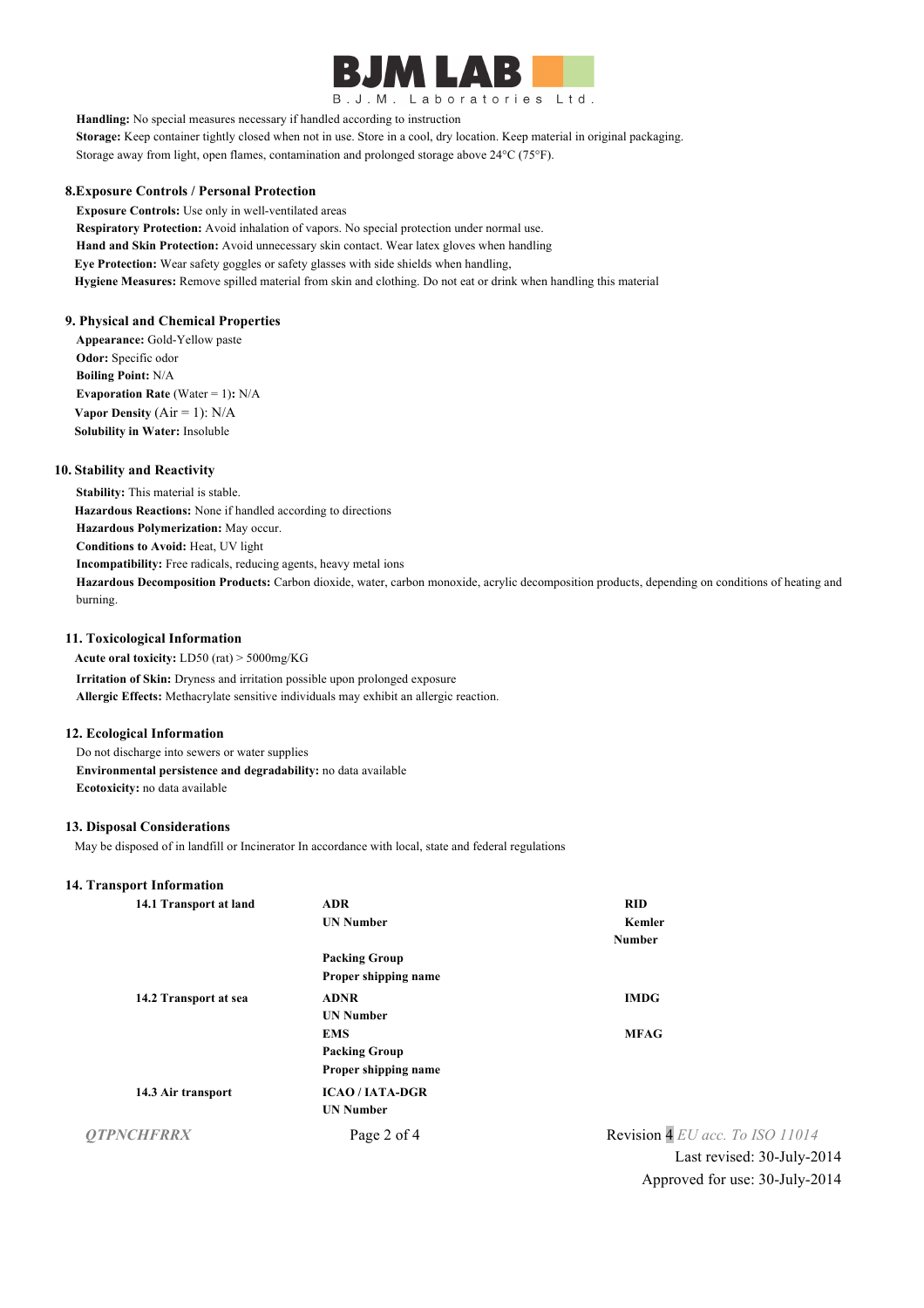**Handling:** No special measures necessary if handled according to instruction

**Storage:** Keep container tightly closed when not in use. Store in a cool, dry location. Keep material in original packaging. Storage away from light, open flames, contamination and prolonged storage above 24°C (75°F).

## 8.Exposure Controls / Personal Protection

**Exposure Controls:** Use only in well-ventilated areas

**Respiratory Protection:** Avoid inhalation of vapors. No special protection under normal use.

**Hand and Skin Protection:** Avoid unnecessary skin contact. Wear latex gloves when handling

**Eye Protection:** Wear safety goggles or safety glasses with side shields when handling,

**Hygiene Measures:** Remove spilled material from skin and clothing. Do not eat or drink when handling this material

## 9. Physical and Chemical Properties

**Appearance:** Gold-Yellow paste

**Odor:** Specific odor

**Boiling Point:** N/A

**Evaporation Rate** (Water = 1)**:** N/A

**Vapor Density** (Air = 1): N/A

**Solubility in Water:** Insoluble

## 10. Stability and Reactivity

**Stability:** This material is stable.

**Hazardous Reactions:** None if handled according to directions

**Hazardous Polymerization:** May occur.

**Conditions to Avoid:** Heat, UV light

**Incompatibility:** Free radicals, reducing agents, heavy metal ions

**Hazardous Decomposition Products:** Carbon dioxide, water, carbon monoxide, acrylic decomposition products, depending on conditions of heating and burning.

## 11. Toxicological Information

**Acute oral toxicity:** LD50 (rat) > 5000mg/KG

**Irritation of Skin:** Dryness and irritation possible upon prolonged exposure

**Allergic Effects:** Methacrylate sensitive individuals may exhibit an allergic reaction.

## 12. Ecological Information

Do not discharge into sewers or water supplies

**Environmental persistence and degradability:** no data available

**Ecotoxicity:** no data available

## 13. Disposal Considerations

May be disposed of in landfill or Incinerator In accordance with local, state and federal regulations

## 14. Transport Information

| | | |
|---|---|---|
| **14.1 Transport at land** | **ADR** | **RID** |
| | **UN Number** | **Kemler Number** |
| | **Packing Group** | |
| | **Proper shipping name** | |
| **14.2 Transport at sea** | **ADNR** | **IMDG** |
| | **UN Number** | |
| | **EMS** | **MFAG** |
| | **Packing Group** | |
| | **Proper shipping name** | |
| **14.3 Air transport** | **ICAO / IATA-DGR** | |
| | **UN Number** | |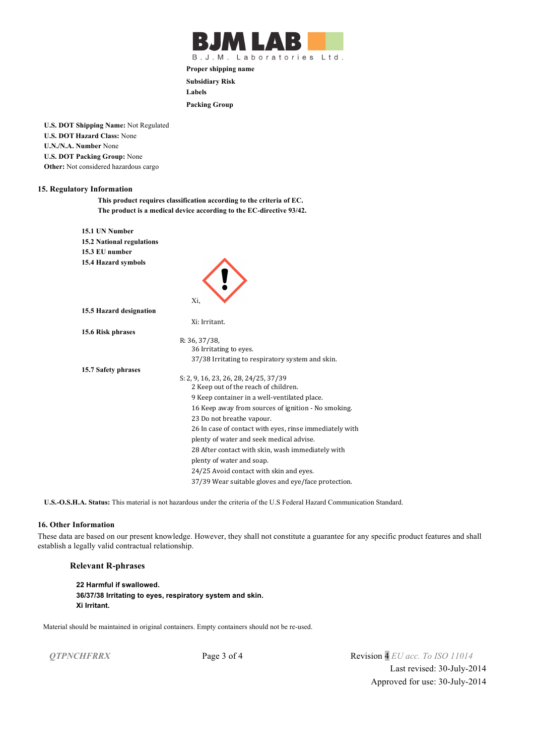Proper shipping name

Subsidiary Risk

Labels

Packing Group

**U.S. DOT Shipping Name:** Not Regulated
**U.S. DOT Hazard Class:** None
**U.N./N.A. Number** None
**U.S. DOT Packing Group:** None
**Other:** Not considered hazardous cargo

## 15. Regulatory Information

**This product requires classification according to the criteria of EC.**
**The product is a medical device according to the EC-directive 93/42.**

**15.1 UN Number**

**15.2 National regulations**

**15.3 EU number**

**15.4 Hazard symbols**

Xi,

**15.5 Hazard designation**

Xi: Irritant.

**15.6 Risk phrases**

R: 36, 37/38,
36 Irritating to eyes.
37/38 Irritating to respiratory system and skin.

**15.7 Safety phrases**

S: 2, 9, 16, 23, 26, 28, 24/25, 37/39
2 Keep out of the reach of children.
9 Keep container in a well-ventilated place.
16 Keep away from sources of ignition - No smoking.
23 Do not breathe vapour.
26 In case of contact with eyes, rinse immediately with plenty of water and seek medical advise.
28 After contact with skin, wash immediately with plenty of water and soap.
24/25 Avoid contact with skin and eyes.
37/39 Wear suitable gloves and eye/face protection.

**U.S.-O.S.H.A. Status:** This material is not hazardous under the criteria of the U.S Federal Hazard Communication Standard.

## 16. Other Information

These data are based on our present knowledge. However, they shall not constitute a guarantee for any specific product features and shall establish a legally valid contractual relationship.

### Relevant R-phrases

**22 Harmful if swallowed.**
**36/37/38 Irritating to eyes, respiratory system and skin.**
**Xi Irritant.**

Material should be maintained in original containers. Empty containers should not be re-used.

*QTPNCHFRRX*

Revision 4 *EU acc. To ISO 11014*
Last revised: 30-July-2014
Approved for use: 30-July-2014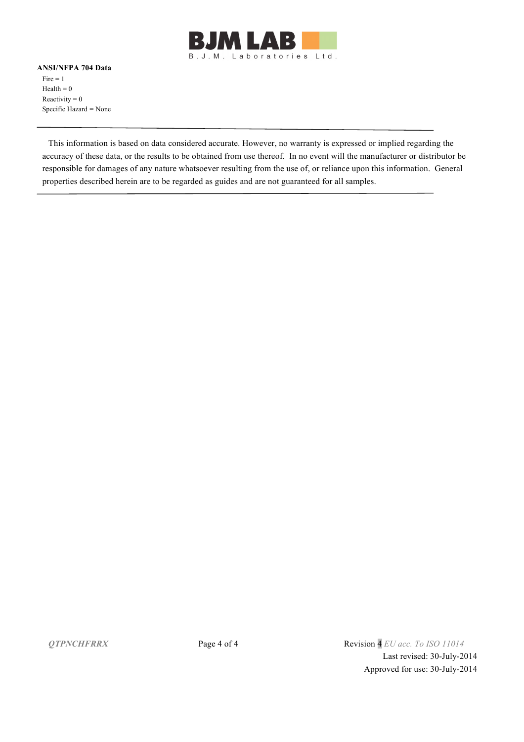**ANSI/NFPA 704 Data**

Fire = 1
Health = 0
Reactivity = 0
Specific Hazard = None

---

This information is based on data considered accurate. However, no warranty is expressed or implied regarding the accuracy of these data, or the results to be obtained from use thereof. In no event will the manufacturer or distributor be responsible for damages of any nature whatsoever resulting from the use of, or reliance upon this information. General properties described herein are to be regarded as guides and are not guaranteed for all samples.

---